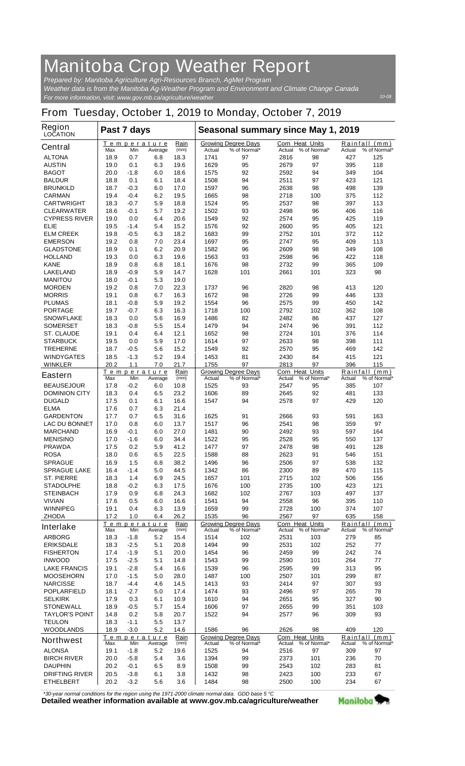# Manitoba Crop Weather Report

*Prepared by: Manitoba Agriculture Agri-Resources Branch, AgMet Program*
*Weather data is from the Manitoba Ag-Weather Program and Environment and Climate Change Canada*
*For more information, visit: www.gov.mb.ca/agriculture/weather*

10-08

## From Tuesday, October 1, 2019 to Monday, October 7, 2019

| Region LOCATION | Past 7 days | | | | Seasonal summary since May 1, 2019 | | | | | |
|---|---|---|---|---|---|---|---|---|---|---|
| | Temperature | | | Rain | Growing Degree Days | | Corn Heat Units | | Rainfall (mm) | |
| | Max | Min | Average | (mm) | Actual | % of Normal* | Actual | % of Normal* | Actual | % of Normal* |
| **Central** | | | | | | | | | | |
| ALTONA | 18.9 | 0.7 | 6.8 | 18.3 | 1741 | 97 | 2816 | 98 | 427 | 125 |
| AUSTIN | 19.0 | 0.1 | 6.3 | 19.6 | 1629 | 95 | 2679 | 97 | 395 | 118 |
| BAGOT | 20.0 | -1.8 | 6.0 | 18.6 | 1575 | 92 | 2592 | 94 | 349 | 104 |
| BALDUR | 18.8 | 0.1 | 6.1 | 18.4 | 1508 | 94 | 2511 | 97 | 423 | 121 |
| BRUNKILD | 18.7 | -0.3 | 6.0 | 17.0 | 1597 | 96 | 2638 | 98 | 498 | 139 |
| CARMAN | 19.4 | -0.4 | 6.2 | 19.5 | 1665 | 98 | 2718 | 100 | 375 | 112 |
| CARTWRIGHT | 18.3 | -0.7 | 5.9 | 18.8 | 1524 | 95 | 2537 | 98 | 397 | 113 |
| CLEARWATER | 18.6 | -0.1 | 5.7 | 19.2 | 1502 | 93 | 2498 | 96 | 406 | 116 |
| CYPRESS RIVER | 19.0 | 0.0 | 6.4 | 20.6 | 1549 | 92 | 2574 | 95 | 425 | 119 |
| ELIE | 19.5 | -1.4 | 5.4 | 15.2 | 1576 | 92 | 2600 | 95 | 405 | 121 |
| ELM CREEK | 19.8 | -0.5 | 6.3 | 18.2 | 1683 | 99 | 2752 | 101 | 372 | 112 |
| EMERSON | 19.2 | 0.8 | 7.0 | 23.4 | 1697 | 95 | 2747 | 95 | 409 | 113 |
| GLADSTONE | 18.9 | 0.1 | 6.2 | 20.9 | 1582 | 96 | 2609 | 98 | 349 | 108 |
| HOLLAND | 19.3 | 0.0 | 6.3 | 19.6 | 1563 | 93 | 2598 | 96 | 422 | 118 |
| KANE | 18.9 | 0.8 | 6.8 | 18.1 | 1676 | 98 | 2732 | 99 | 365 | 109 |
| LAKELAND | 18.9 | -0.9 | 5.9 | 14.7 | 1628 | 101 | 2661 | 101 | 323 | 98 |
| MANITOU | 18.0 | -0.1 | 5.3 | 19.0 | | | | | | |
| MORDEN | 19.2 | 0.8 | 7.0 | 22.3 | 1737 | 96 | 2820 | 98 | 413 | 120 |
| MORRIS | 19.1 | 0.8 | 6.7 | 16.3 | 1672 | 98 | 2726 | 99 | 446 | 133 |
| PLUMAS | 18.1 | -0.8 | 5.9 | 19.2 | 1554 | 96 | 2575 | 99 | 450 | 142 |
| PORTAGE | 19.7 | -0.7 | 6.3 | 16.3 | 1718 | 100 | 2792 | 102 | 362 | 108 |
| SNOWFLAKE | 18.3 | 0.0 | 5.6 | 16.9 | 1486 | 82 | 2482 | 86 | 437 | 127 |
| SOMERSET | 18.3 | -0.8 | 5.5 | 15.4 | 1479 | 94 | 2474 | 96 | 391 | 112 |
| ST. CLAUDE | 19.1 | 0.4 | 6.4 | 12.1 | 1652 | 98 | 2724 | 101 | 376 | 114 |
| STARBUCK | 19.5 | 0.0 | 5.9 | 17.0 | 1614 | 97 | 2633 | 98 | 398 | 111 |
| TREHERNE | 18.7 | -0.5 | 5.6 | 15.2 | 1549 | 92 | 2570 | 95 | 469 | 142 |
| WINDYGATES | 18.5 | -1.3 | 5.2 | 19.4 | 1453 | 81 | 2430 | 84 | 415 | 121 |
| WINKLER | 20.2 | 1.1 | 7.0 | 21.7 | 1755 | 97 | 2813 | 97 | 396 | 115 |
| **Eastern** | | | | | | | | | | |
| BEAUSEJOUR | 17.8 | -0.2 | 6.0 | 10.8 | 1525 | 93 | 2547 | 95 | 385 | 107 |
| DOMINION CITY | 18.3 | 0.4 | 6.5 | 23.2 | 1606 | 89 | 2645 | 92 | 481 | 133 |
| DUGALD | 17.5 | 0.1 | 6.1 | 16.6 | 1547 | 94 | 2578 | 97 | 429 | 120 |
| ELMA | 17.6 | 0.7 | 6.3 | 21.4 | | | | | | |
| GARDENTON | 17.7 | 0.7 | 6.5 | 31.6 | 1625 | 91 | 2666 | 93 | 591 | 163 |
| LAC DU BONNET | 17.0 | 0.8 | 6.0 | 13.7 | 1517 | 96 | 2541 | 98 | 359 | 97 |
| MARCHAND | 16.9 | -0.1 | 6.0 | 27.0 | 1481 | 90 | 2492 | 93 | 597 | 164 |
| MENISINO | 17.0 | -1.6 | 6.0 | 34.4 | 1522 | 95 | 2528 | 95 | 550 | 137 |
| PRAWDA | 17.5 | 0.2 | 5.9 | 41.2 | 1477 | 97 | 2478 | 98 | 491 | 128 |
| ROSA | 18.0 | 0.6 | 6.5 | 22.5 | 1588 | 88 | 2623 | 91 | 546 | 151 |
| SPRAGUE | 16.9 | 1.5 | 6.8 | 38.2 | 1496 | 96 | 2506 | 97 | 538 | 132 |
| SPRAGUE LAKE | 16.4 | -1.4 | 5.0 | 44.5 | 1342 | 86 | 2300 | 89 | 470 | 115 |
| ST. PIERRE | 18.3 | 1.4 | 6.9 | 24.5 | 1657 | 101 | 2715 | 102 | 506 | 156 |
| STADOLPHE | 18.8 | -0.2 | 6.3 | 17.5 | 1676 | 100 | 2735 | 100 | 423 | 121 |
| STEINBACH | 17.9 | 0.9 | 6.8 | 24.3 | 1682 | 102 | 2767 | 103 | 497 | 137 |
| VIVIAN | 17.6 | 0.5 | 6.0 | 16.6 | 1541 | 94 | 2558 | 96 | 395 | 110 |
| WINNIPEG | 19.1 | 0.4 | 6.3 | 13.9 | 1659 | 99 | 2728 | 100 | 374 | 107 |
| ZHODA | 17.2 | 1.0 | 6.4 | 26.2 | 1535 | 96 | 2567 | 97 | 635 | 158 |
| **Interlake** | | | | | | | | | | |
| ARBORG | 18.3 | -1.8 | 5.2 | 15.4 | 1514 | 102 | 2531 | 103 | 279 | 85 |
| ERIKSDALE | 18.3 | -2.5 | 5.1 | 20.8 | 1494 | 99 | 2531 | 102 | 252 | 77 |
| FISHERTON | 17.4 | -1.9 | 5.1 | 20.0 | 1454 | 96 | 2459 | 99 | 242 | 74 |
| INWOOD | 17.5 | -2.5 | 5.1 | 14.8 | 1543 | 99 | 2590 | 101 | 264 | 77 |
| LAKE FRANCIS | 19.1 | -2.8 | 5.4 | 16.6 | 1539 | 96 | 2595 | 99 | 313 | 95 |
| MOOSEHORN | 17.0 | -1.5 | 5.0 | 28.0 | 1487 | 100 | 2507 | 101 | 299 | 87 |
| NARCISSE | 18.7 | -4.4 | 4.6 | 14.5 | 1413 | 93 | 2414 | 97 | 307 | 93 |
| POPLARFIELD | 18.1 | -2.7 | 5.0 | 17.4 | 1474 | 93 | 2496 | 97 | 265 | 78 |
| SELKIRK | 17.9 | 0.3 | 6.1 | 10.9 | 1610 | 94 | 2651 | 95 | 327 | 90 |
| STONEWALL | 18.9 | -0.5 | 5.7 | 15.4 | 1606 | 97 | 2655 | 99 | 351 | 103 |
| TAYLOR'S POINT | 14.8 | 0.2 | 5.8 | 20.7 | 1522 | 94 | 2577 | 96 | 309 | 93 |
| TEULON | 18.3 | -1.1 | 5.5 | 13.7 | | | | | | |
| WOODLANDS | 18.9 | -3.0 | 5.2 | 14.6 | 1586 | 96 | 2626 | 98 | 409 | 120 |
| **Northwest** | | | | | | | | | | |
| ALONSA | 19.1 | -1.8 | 5.2 | 19.6 | 1525 | 94 | 2516 | 97 | 309 | 97 |
| BIRCH RIVER | 20.0 | -5.8 | 5.4 | 3.6 | 1394 | 99 | 2373 | 101 | 236 | 70 |
| DAUPHIN | 20.2 | -0.1 | 6.5 | 8.9 | 1508 | 99 | 2543 | 102 | 283 | 81 |
| DRIFTING RIVER | 20.5 | -3.8 | 6.1 | 3.8 | 1432 | 98 | 2423 | 100 | 233 | 67 |
| ETHELBERT | 20.2 | -3.2 | 5.6 | 3.6 | 1484 | 98 | 2500 | 100 | 234 | 67 |

*\*30-year normal conditions for the region using the 1971-2000 climate normal data. GDD base 5 °C*

**Detailed weather information available at www.gov.mb.ca/agriculture/weather**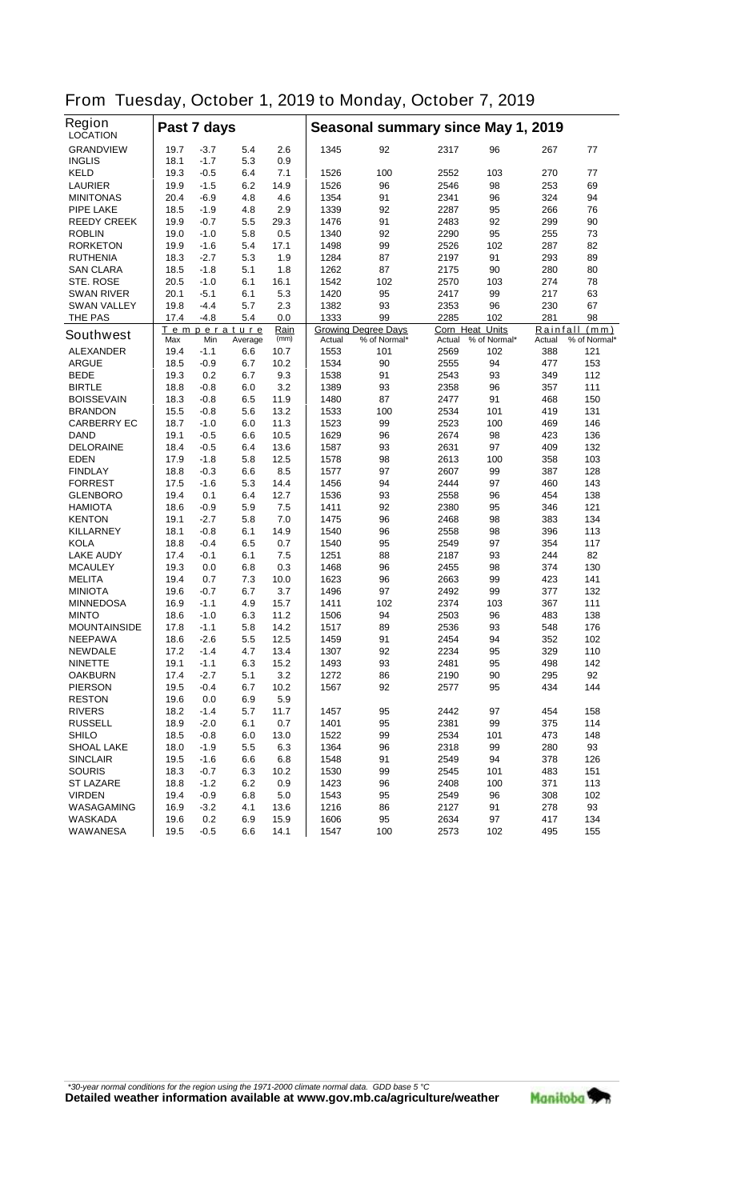# From Tuesday, October 1, 2019 to Monday, October 7, 2019

| Region LOCATION | Past 7 days | | | | Seasonal summary since May 1, 2019 | | | | | |
|---|---|---|---|---|---|---|---|---|---|---|
| GRANDVIEW | 19.7 | -3.7 | 5.4 | 2.6 | 1345 | 92 | 2317 | 96 | 267 | 77 |
| INGLIS | 18.1 | -1.7 | 5.3 | 0.9 | | | | | | |
| KELD | 19.3 | -0.5 | 6.4 | 7.1 | 1526 | 100 | 2552 | 103 | 270 | 77 |
| LAURIER | 19.9 | -1.5 | 6.2 | 14.9 | 1526 | 96 | 2546 | 98 | 253 | 69 |
| MINITONAS | 20.4 | -6.9 | 4.8 | 4.6 | 1354 | 91 | 2341 | 96 | 324 | 94 |
| PIPE LAKE | 18.5 | -1.9 | 4.8 | 2.9 | 1339 | 92 | 2287 | 95 | 266 | 76 |
| REEDY CREEK | 19.9 | -0.7 | 5.5 | 29.3 | 1476 | 91 | 2483 | 92 | 299 | 90 |
| ROBLIN | 19.0 | -1.0 | 5.8 | 0.5 | 1340 | 92 | 2290 | 95 | 255 | 73 |
| RORKETON | 19.9 | -1.6 | 5.4 | 17.1 | 1498 | 99 | 2526 | 102 | 287 | 82 |
| RUTHENIA | 18.3 | -2.7 | 5.3 | 1.9 | 1284 | 87 | 2197 | 91 | 293 | 89 |
| SAN CLARA | 18.5 | -1.8 | 5.1 | 1.8 | 1262 | 87 | 2175 | 90 | 280 | 80 |
| STE. ROSE | 20.5 | -1.0 | 6.1 | 16.1 | 1542 | 102 | 2570 | 103 | 274 | 78 |
| SWAN RIVER | 20.1 | -5.1 | 6.1 | 5.3 | 1420 | 95 | 2417 | 99 | 217 | 63 |
| SWAN VALLEY | 19.8 | -4.4 | 5.7 | 2.3 | 1382 | 93 | 2353 | 96 | 230 | 67 |
| THE PAS | 17.4 | -4.8 | 5.4 | 0.0 | 1333 | 99 | 2285 | 102 | 281 | 98 |
| **Southwest** | Temperature | | | Rain | Growing Degree Days | | Corn Heat Units | | Rainfall (mm) | |
| | Max | Min | Average | (mm) | Actual | % of Normal* | Actual | % of Normal* | Actual | % of Normal* |
| ALEXANDER | 19.4 | -1.1 | 6.6 | 10.7 | 1553 | 101 | 2569 | 102 | 388 | 121 |
| ARGUE | 18.5 | -0.9 | 6.7 | 10.2 | 1534 | 90 | 2555 | 94 | 477 | 153 |
| BEDE | 19.3 | 0.2 | 6.7 | 9.3 | 1538 | 91 | 2543 | 93 | 349 | 112 |
| BIRTLE | 18.8 | -0.8 | 6.0 | 3.2 | 1389 | 93 | 2358 | 96 | 357 | 111 |
| BOISSEVAIN | 18.3 | -0.8 | 6.5 | 11.9 | 1480 | 87 | 2477 | 91 | 468 | 150 |
| BRANDON | 15.5 | -0.8 | 5.6 | 13.2 | 1533 | 100 | 2534 | 101 | 419 | 131 |
| CARBERRY EC | 18.7 | -1.0 | 6.0 | 11.3 | 1523 | 99 | 2523 | 100 | 469 | 146 |
| DAND | 19.1 | -0.5 | 6.6 | 10.5 | 1629 | 96 | 2674 | 98 | 423 | 136 |
| DELORAINE | 18.4 | -0.5 | 6.4 | 13.6 | 1587 | 93 | 2631 | 97 | 409 | 132 |
| EDEN | 17.9 | -1.8 | 5.8 | 12.5 | 1578 | 98 | 2613 | 100 | 358 | 103 |
| FINDLAY | 18.8 | -0.3 | 6.6 | 8.5 | 1577 | 97 | 2607 | 99 | 387 | 128 |
| FORREST | 17.5 | -1.6 | 5.3 | 14.4 | 1456 | 94 | 2444 | 97 | 460 | 143 |
| GLENBORO | 19.4 | 0.1 | 6.4 | 12.7 | 1536 | 93 | 2558 | 96 | 454 | 138 |
| HAMIOTA | 18.6 | -0.9 | 5.9 | 7.5 | 1411 | 92 | 2380 | 95 | 346 | 121 |
| KENTON | 19.1 | -2.7 | 5.8 | 7.0 | 1475 | 96 | 2468 | 98 | 383 | 134 |
| KILLARNEY | 18.1 | -0.8 | 6.1 | 14.9 | 1540 | 96 | 2558 | 98 | 396 | 113 |
| KOLA | 18.8 | -0.4 | 6.5 | 0.7 | 1540 | 95 | 2549 | 97 | 354 | 117 |
| LAKE AUDY | 17.4 | -0.1 | 6.1 | 7.5 | 1251 | 88 | 2187 | 93 | 244 | 82 |
| MCAULEY | 19.3 | 0.0 | 6.8 | 0.3 | 1468 | 96 | 2455 | 98 | 374 | 130 |
| MELITA | 19.4 | 0.7 | 7.3 | 10.0 | 1623 | 96 | 2663 | 99 | 423 | 141 |
| MINIOTA | 19.6 | -0.7 | 6.7 | 3.7 | 1496 | 97 | 2492 | 99 | 377 | 132 |
| MINNEDOSA | 16.9 | -1.1 | 4.9 | 15.7 | 1411 | 102 | 2374 | 103 | 367 | 111 |
| MINTO | 18.6 | -1.0 | 6.3 | 11.2 | 1506 | 94 | 2503 | 96 | 483 | 138 |
| MOUNTAINSIDE | 17.8 | -1.1 | 5.8 | 14.2 | 1517 | 89 | 2536 | 93 | 548 | 176 |
| NEEPAWA | 18.6 | -2.6 | 5.5 | 12.5 | 1459 | 91 | 2454 | 94 | 352 | 102 |
| NEWDALE | 17.2 | -1.4 | 4.7 | 13.4 | 1307 | 92 | 2234 | 95 | 329 | 110 |
| NINETTE | 19.1 | -1.1 | 6.3 | 15.2 | 1493 | 93 | 2481 | 95 | 498 | 142 |
| OAKBURN | 17.4 | -2.7 | 5.1 | 3.2 | 1272 | 86 | 2190 | 90 | 295 | 92 |
| PIERSON | 19.5 | -0.4 | 6.7 | 10.2 | 1567 | 92 | 2577 | 95 | 434 | 144 |
| RESTON | 19.6 | 0.0 | 6.9 | 5.9 | | | | | | |
| RIVERS | 18.2 | -1.4 | 5.7 | 11.7 | 1457 | 95 | 2442 | 97 | 454 | 158 |
| RUSSELL | 18.9 | -2.0 | 6.1 | 0.7 | 1401 | 95 | 2381 | 99 | 375 | 114 |
| SHILO | 18.5 | -0.8 | 6.0 | 13.0 | 1522 | 99 | 2534 | 101 | 473 | 148 |
| SHOAL LAKE | 18.0 | -1.9 | 5.5 | 6.3 | 1364 | 96 | 2318 | 99 | 280 | 93 |
| SINCLAIR | 19.5 | -1.6 | 6.6 | 6.8 | 1548 | 91 | 2549 | 94 | 378 | 126 |
| SOURIS | 18.3 | -0.7 | 6.3 | 10.2 | 1530 | 99 | 2545 | 101 | 483 | 151 |
| ST LAZARE | 18.8 | -1.2 | 6.2 | 0.9 | 1423 | 96 | 2408 | 100 | 371 | 113 |
| VIRDEN | 19.4 | -0.9 | 6.8 | 5.0 | 1543 | 95 | 2549 | 96 | 308 | 102 |
| WASAGAMING | 16.9 | -3.2 | 4.1 | 13.6 | 1216 | 86 | 2127 | 91 | 278 | 93 |
| WASKADA | 19.6 | 0.2 | 6.9 | 15.9 | 1606 | 95 | 2634 | 97 | 417 | 134 |
| WAWANESA | 19.5 | -0.5 | 6.6 | 14.1 | 1547 | 100 | 2573 | 102 | 495 | 155 |

*\*30-year normal conditions for the region using the 1971-2000 climate normal data. GDD base 5 °C*

**Detailed weather information available at www.gov.mb.ca/agriculture/weather**